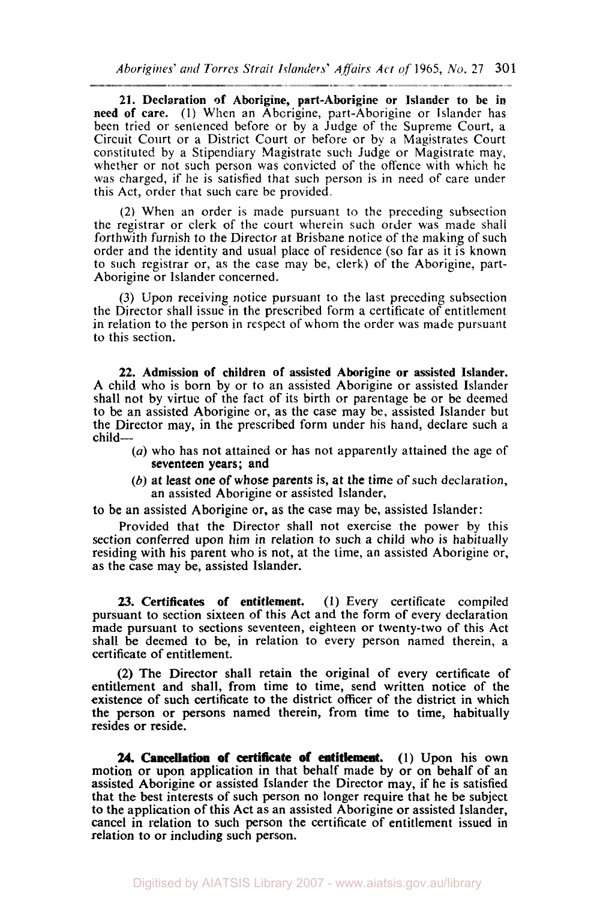**21. Declaration of Aborigine, part-Aborigine or Islander to be in need of care.** (1) When an Aborigine, part-Aborigine or Islander has been tried or sentenced before or by a Judge of the Supreme Court, a Circuit Court or a District Court or before or by a Magistrates Court constituted by a Stipendiary Magistrate such Judge or Magistrate may, whether or not such person was convicted of the offence with which he was charged, if he is satisfied that such person is in need of care under this Act, order that such care be provided.

(2) When an order is made pursuant to the preceding subsection the registrar or clerk of the court wherein such order was made shall forthwith furnish to the Director at Brisbane notice of the making of such order and the identity and usual place of residence (so far as it is known to such registrar or, as the case may be, clerk) of the Aborigine, part-Aborigine or Islander concerned.

(3) Upon receiving notice pursuant to the last preceding subsection the Director shall issue in the prescribed form a certificate of entitlement in relation to the person in respect of whom the order was made pursuant to this section.

**22. Admission of children of assisted Aborigine or assisted Islander.** A child who is born by or to an assisted Aborigine or assisted Islander shall not by virtue of the fact of its birth or parentage be or be deemed to be an assisted Aborigine or, as the case may be, assisted Islander but the Director may, in the prescribed form under his hand, declare such a child—

(*a*) who has not attained or has not apparently attained the age of seventeen years; and

(*b*) at least one of whose parents is, at the time of such declaration, an assisted Aborigine or assisted Islander,

to be an assisted Aborigine or, as the case may be, assisted Islander:

Provided that the Director shall not exercise the power by this section conferred upon him in relation to such a child who is habitually residing with his parent who is not, at the time, an assisted Aborigine or, as the case may be, assisted Islander.

**23. Certificates of entitlement.** (1) Every certificate compiled pursuant to section sixteen of this Act and the form of every declaration made pursuant to sections seventeen, eighteen or twenty-two of this Act shall be deemed to be, in relation to every person named therein, a certificate of entitlement.

(2) The Director shall retain the original of every certificate of entitlement and shall, from time to time, send written notice of the existence of such certificate to the district officer of the district in which the person or persons named therein, from time to time, habitually resides or reside.

**24. Cancellation of certificate of entitlement.** (1) Upon his own motion or upon application in that behalf made by or on behalf of an assisted Aborigine or assisted Islander the Director may, if he is satisfied that the best interests of such person no longer require that he be subject to the application of this Act as an assisted Aborigine or assisted Islander, cancel in relation to such person the certificate of entitlement issued in relation to or including such person.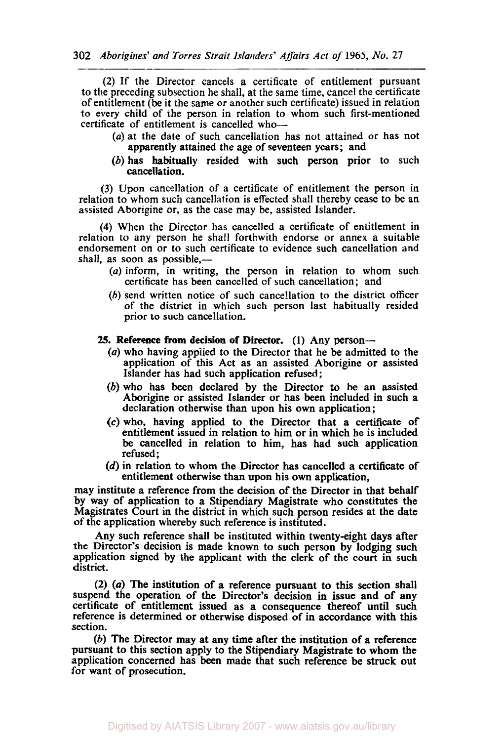(2) If the Director cancels a certificate of entitlement pursuant to the preceding subsection he shall, at the same time, cancel the certificate of entitlement (be it the same or another such certificate) issued in relation to every child of the person in relation to whom such first-mentioned certificate of entitlement is cancelled who—

- (*a*) at the date of such cancellation has not attained or has not apparently attained the age of seventeen years; and
- (*b*) has habitually resided with such person prior to such cancellation.

(3) Upon cancellation of a certificate of entitlement the person in relation to whom such cancellation is effected shall thereby cease to be an assisted Aborigine or, as the case may be, assisted Islander.

(4) When the Director has cancelled a certificate of entitlement in relation to any person he shall forthwith endorse or annex a suitable endorsement on or to such certificate to evidence such cancellation and shall, as soon as possible,—

- (*a*) inform, in writing, the person in relation to whom such certificate has been cancelled of such cancellation; and
- (*b*) send written notice of such cancellation to the district officer of the district in which such person last habitually resided prior to such cancellation.

**25. Reference from decision of Director.** (1) Any person—

- (*a*) who having applied to the Director that he be admitted to the application of this Act as an assisted Aborigine or assisted Islander has had such application refused;
- (*b*) who has been declared by the Director to be an assisted Aborigine or assisted Islander or has been included in such a declaration otherwise than upon his own application;
- (*c*) who, having applied to the Director that a certificate of entitlement issued in relation to him or in which he is included be cancelled in relation to him, has had such application refused;
- (*d*) in relation to whom the Director has cancelled a certificate of entitlement otherwise than upon his own application,

may institute a reference from the decision of the Director in that behalf by way of application to a Stipendiary Magistrate who constitutes the Magistrates Court in the district in which such person resides at the date of the application whereby such reference is instituted.

Any such reference shall be instituted within twenty-eight days after the Director's decision is made known to such person by lodging such application signed by the applicant with the clerk of the court in such district.

(2) (*a*) The institution of a reference pursuant to this section shall suspend the operation of the Director's decision in issue and of any certificate of entitlement issued as a consequence thereof until such reference is determined or otherwise disposed of in accordance with this section.

(*b*) The Director may at any time after the institution of a reference pursuant to this section apply to the Stipendiary Magistrate to whom the application concerned has been made that such reference be struck out for want of prosecution.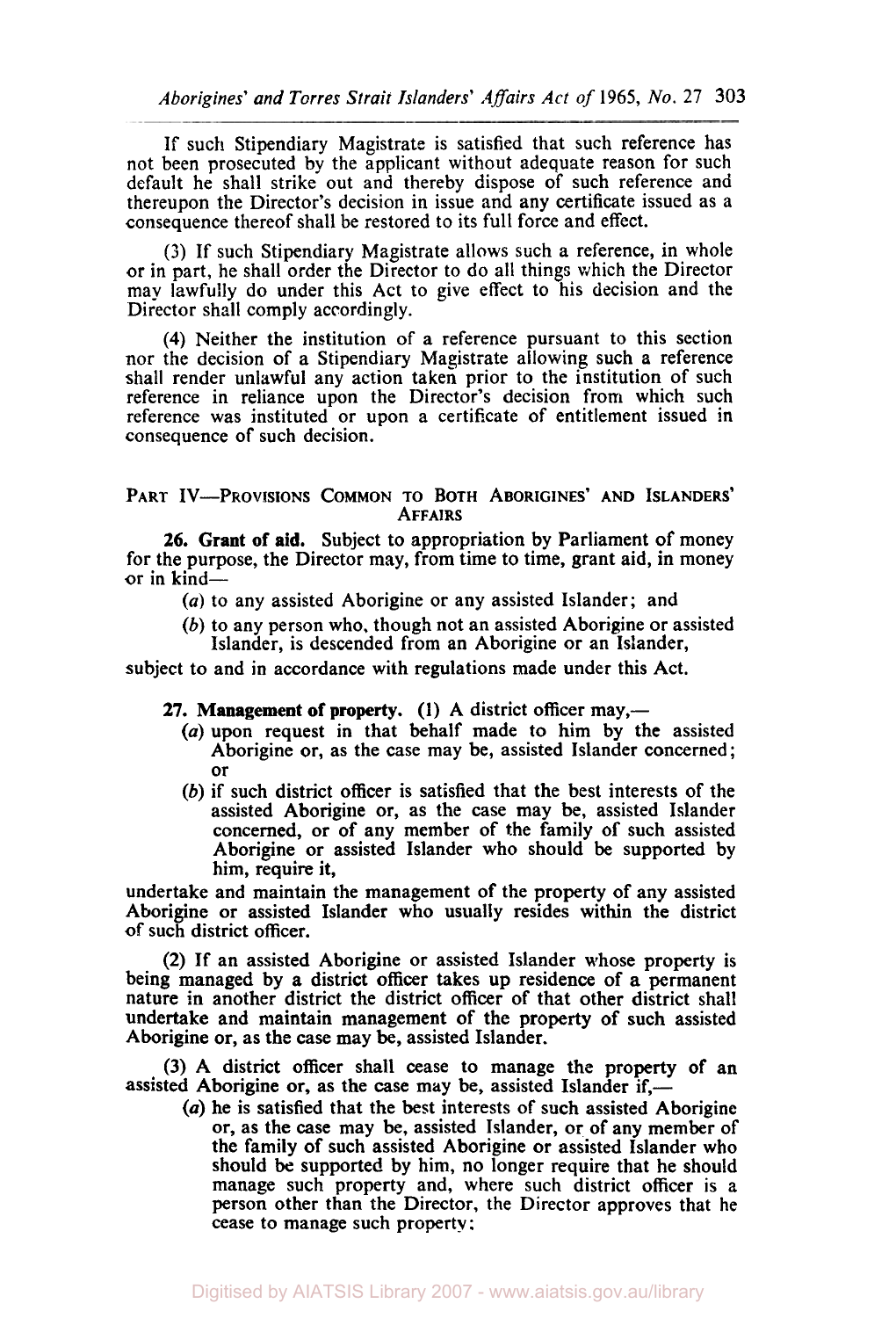If such Stipendiary Magistrate is satisfied that such reference has not been prosecuted by the applicant without adequate reason for such default he shall strike out and thereby dispose of such reference and thereupon the Director's decision in issue and any certificate issued as a consequence thereof shall be restored to its full force and effect.

(3) If such Stipendiary Magistrate allows such a reference, in whole or in part, he shall order the Director to do all things which the Director may lawfully do under this Act to give effect to his decision and the Director shall comply accordingly.

(4) Neither the institution of a reference pursuant to this section nor the decision of a Stipendiary Magistrate allowing such a reference shall render unlawful any action taken prior to the institution of such reference in reliance upon the Director's decision from which such reference was instituted or upon a certificate of entitlement issued in consequence of such decision.

## PART IV—PROVISIONS COMMON TO BOTH ABORIGINES' AND ISLANDERS' AFFAIRS

**26. Grant of aid.** Subject to appropriation by Parliament of money for the purpose, the Director may, from time to time, grant aid, in money or in kind—

(*a*) to any assisted Aborigine or any assisted Islander; and

(*b*) to any person who, though not an assisted Aborigine or assisted Islander, is descended from an Aborigine or an Islander,

subject to and in accordance with regulations made under this Act.

**27. Management of property.** (1) A district officer may,—

(*a*) upon request in that behalf made to him by the assisted Aborigine or, as the case may be, assisted Islander concerned; or

(*b*) if such district officer is satisfied that the best interests of the assisted Aborigine or, as the case may be, assisted Islander concerned, or of any member of the family of such assisted Aborigine or assisted Islander who should be supported by him, require it,

undertake and maintain the management of the property of any assisted Aborigine or assisted Islander who usually resides within the district of such district officer.

(2) If an assisted Aborigine or assisted Islander whose property is being managed by a district officer takes up residence of a permanent nature in another district the district officer of that other district shall undertake and maintain management of the property of such assisted Aborigine or, as the case may be, assisted Islander.

(3) A district officer shall cease to manage the property of an assisted Aborigine or, as the case may be, assisted Islander if,—

(*a*) he is satisfied that the best interests of such assisted Aborigine or, as the case may be, assisted Islander, or of any member of the family of such assisted Aborigine or assisted Islander who should be supported by him, no longer require that he should manage such property and, where such district officer is a person other than the Director, the Director approves that he cease to manage such property;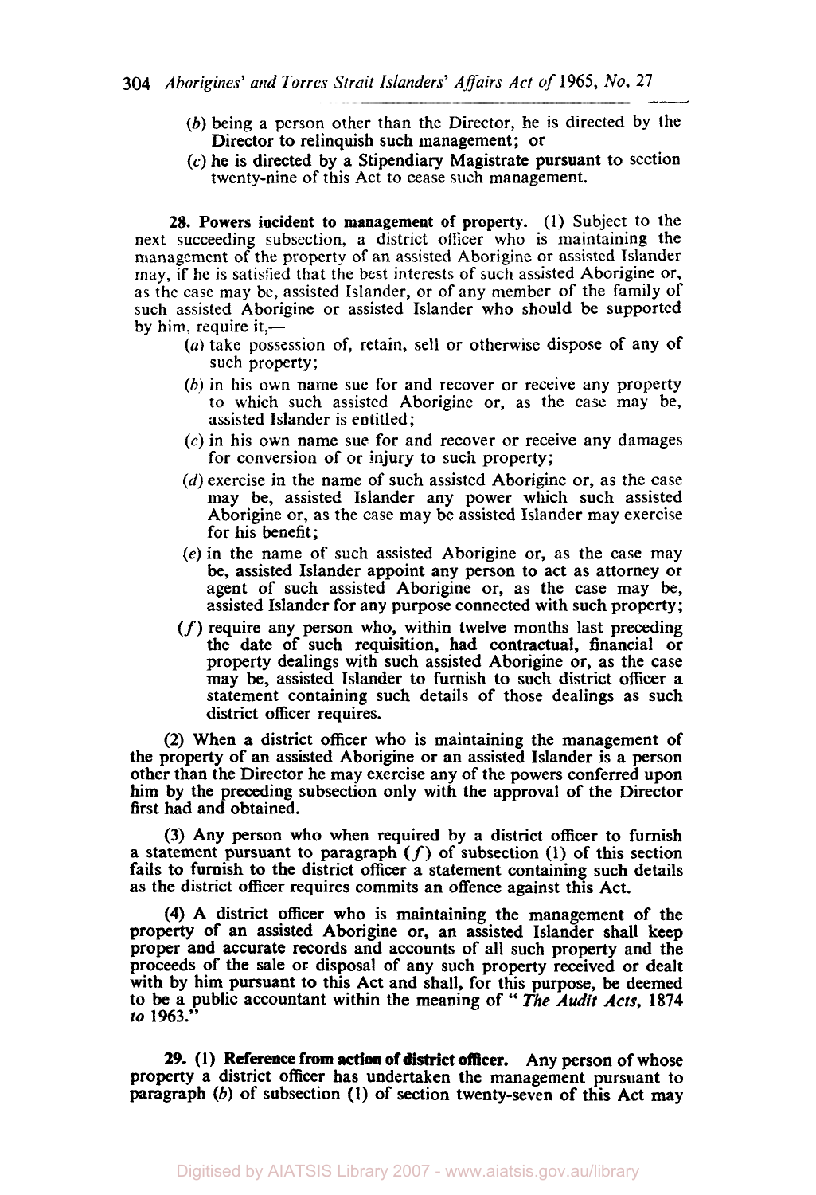(*b*) being a person other than the Director, he is directed by the Director to relinquish such management; or

(*c*) he is directed by a Stipendiary Magistrate pursuant to section twenty-nine of this Act to cease such management.

**28. Powers incident to management of property.** (1) Subject to the next succeeding subsection, a district officer who is maintaining the management of the property of an assisted Aborigine or assisted Islander may, if he is satisfied that the best interests of such assisted Aborigine or, as the case may be, assisted Islander, or of any member of the family of such assisted Aborigine or assisted Islander who should be supported by him, require it,—

(*a*) take possession of, retain, sell or otherwise dispose of any of such property;

(*b*) in his own name sue for and recover or receive any property to which such assisted Aborigine or, as the case may be, assisted Islander is entitled;

(*c*) in his own name sue for and recover or receive any damages for conversion of or injury to such property;

(*d*) exercise in the name of such assisted Aborigine or, as the case may be, assisted Islander any power which such assisted Aborigine or, as the case may be assisted Islander may exercise for his benefit;

(*e*) in the name of such assisted Aborigine or, as the case may be, assisted Islander appoint any person to act as attorney or agent of such assisted Aborigine or, as the case may be, assisted Islander for any purpose connected with such property;

(*f*) require any person who, within twelve months last preceding the date of such requisition, had contractual, financial or property dealings with such assisted Aborigine or, as the case may be, assisted Islander to furnish to such district officer a statement containing such details of those dealings as such district officer requires.

(2) When a district officer who is maintaining the management of the property of an assisted Aborigine or an assisted Islander is a person other than the Director he may exercise any of the powers conferred upon him by the preceding subsection only with the approval of the Director first had and obtained.

(3) Any person who when required by a district officer to furnish a statement pursuant to paragraph (*f*) of subsection (1) of this section fails to furnish to the district officer a statement containing such details as the district officer requires commits an offence against this Act.

(4) A district officer who is maintaining the management of the property of an assisted Aborigine or, an assisted Islander shall keep proper and accurate records and accounts of all such property and the proceeds of the sale or disposal of any such property received or dealt with by him pursuant to this Act and shall, for this purpose, be deemed to be a public accountant within the meaning of "*The Audit Acts*, 1874 *to* 1963."

**29. (1) Reference from action of district officer.** Any person of whose property a district officer has undertaken the management pursuant to paragraph (*b*) of subsection (1) of section twenty-seven of this Act may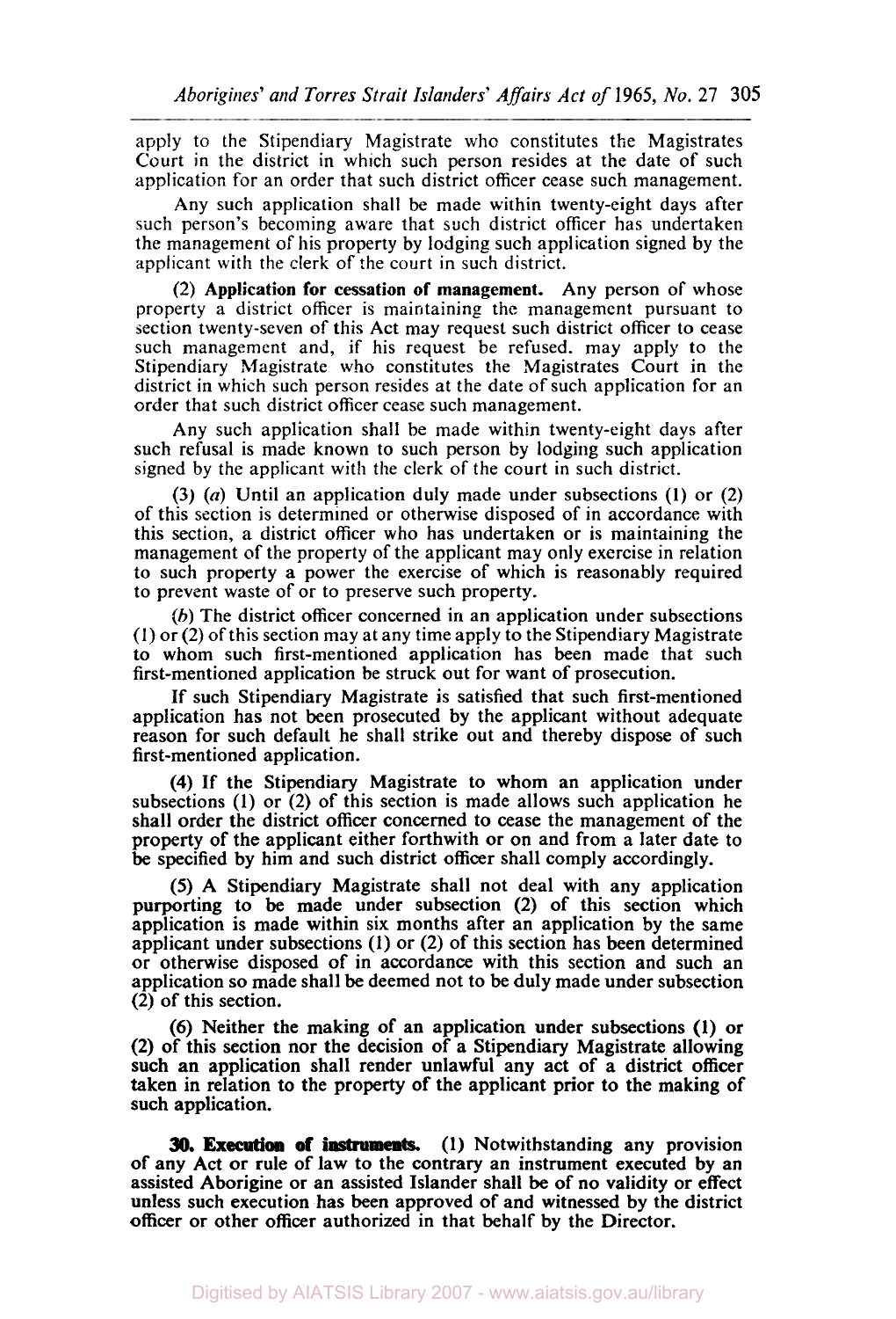apply to the Stipendiary Magistrate who constitutes the Magistrates Court in the district in which such person resides at the date of such application for an order that such district officer cease such management.

Any such application shall be made within twenty-eight days after such person's becoming aware that such district officer has undertaken the management of his property by lodging such application signed by the applicant with the clerk of the court in such district.

(2) **Application for cessation of management.** Any person of whose property a district officer is maintaining the management pursuant to section twenty-seven of this Act may request such district officer to cease such management and, if his request be refused. may apply to the Stipendiary Magistrate who constitutes the Magistrates Court in the district in which such person resides at the date of such application for an order that such district officer cease such management.

Any such application shall be made within twenty-eight days after such refusal is made known to such person by lodging such application signed by the applicant with the clerk of the court in such district.

(3) (*a*) Until an application duly made under subsections (1) or (2) of this section is determined or otherwise disposed of in accordance with this section, a district officer who has undertaken or is maintaining the management of the property of the applicant may only exercise in relation to such property a power the exercise of which is reasonably required to prevent waste of or to preserve such property.

(*b*) The district officer concerned in an application under subsections (1) or (2) of this section may at any time apply to the Stipendiary Magistrate to whom such first-mentioned application has been made that such first-mentioned application be struck out for want of prosecution.

If such Stipendiary Magistrate is satisfied that such first-mentioned application has not been prosecuted by the applicant without adequate reason for such default he shall strike out and thereby dispose of such first-mentioned application.

(4) If the Stipendiary Magistrate to whom an application under subsections (1) or (2) of this section is made allows such application he shall order the district officer concerned to cease the management of the property of the applicant either forthwith or on and from a later date to be specified by him and such district officer shall comply accordingly.

(5) A Stipendiary Magistrate shall not deal with any application purporting to be made under subsection (2) of this section which application is made within six months after an application by the same applicant under subsections (1) or (2) of this section has been determined or otherwise disposed of in accordance with this section and such an application so made shall be deemed not to be duly made under subsection (2) of this section.

(6) Neither the making of an application under subsections (1) or (2) of this section nor the decision of a Stipendiary Magistrate allowing such an application shall render unlawful any act of a district officer taken in relation to the property of the applicant prior to the making of such application.

**30. Execution of instruments.** (1) Notwithstanding any provision of any Act or rule of law to the contrary an instrument executed by an assisted Aborigine or an assisted Islander shall be of no validity or effect unless such execution has been approved of and witnessed by the district officer or other officer authorized in that behalf by the Director.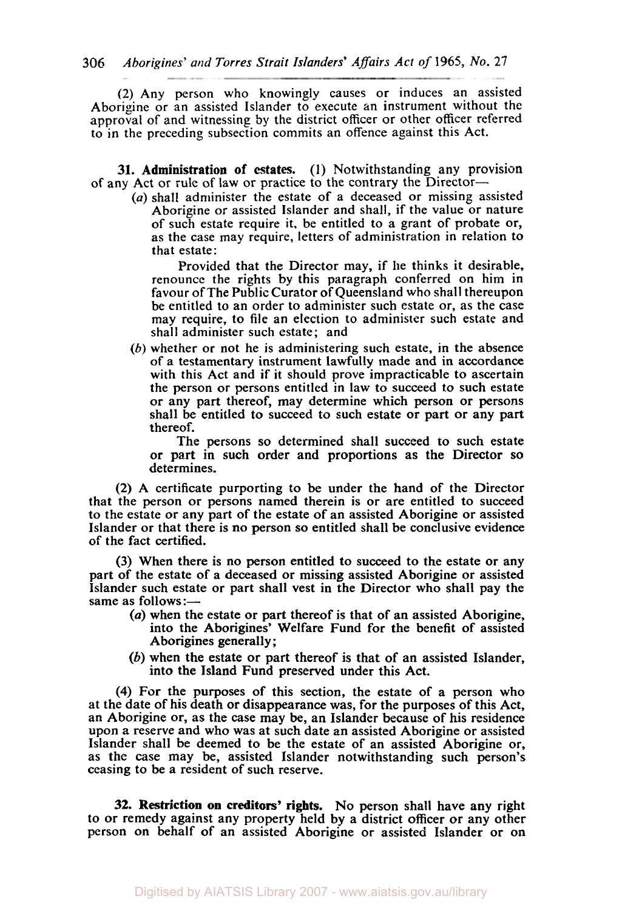(2) Any person who knowingly causes or induces an assisted Aborigine or an assisted Islander to execute an instrument without the approval of and witnessing by the district officer or other officer referred to in the preceding subsection commits an offence against this Act.

**31. Administration of estates.** (1) Notwithstanding any provision of any Act or rule of law or practice to the contrary the Director—

(*a*) shall administer the estate of a deceased or missing assisted Aborigine or assisted Islander and shall, if the value or nature of such estate require it, be entitled to a grant of probate or, as the case may require, letters of administration in relation to that estate:

Provided that the Director may, if he thinks it desirable, renounce the rights by this paragraph conferred on him in favour of The Public Curator of Queensland who shall thereupon be entitled to an order to administer such estate or, as the case may require, to file an election to administer such estate and shall administer such estate; and

(*b*) whether or not he is administering such estate, in the absence of a testamentary instrument lawfully made and in accordance with this Act and if it should prove impracticable to ascertain the person or persons entitled in law to succeed to such estate or any part thereof, may determine which person or persons shall be entitled to succeed to such estate or part or any part thereof.

The persons so determined shall succeed to such estate or part in such order and proportions as the Director so determines.

(2) A certificate purporting to be under the hand of the Director that the person or persons named therein is or are entitled to succeed to the estate or any part of the estate of an assisted Aborigine or assisted Islander or that there is no person so entitled shall be conclusive evidence of the fact certified.

(3) When there is no person entitled to succeed to the estate or any part of the estate of a deceased or missing assisted Aborigine or assisted Islander such estate or part shall vest in the Director who shall pay the same as follows:—

(*a*) when the estate or part thereof is that of an assisted Aborigine, into the Aborigines' Welfare Fund for the benefit of assisted Aborigines generally;

(*b*) when the estate or part thereof is that of an assisted Islander, into the Island Fund preserved under this Act.

(4) For the purposes of this section, the estate of a person who at the date of his death or disappearance was, for the purposes of this Act, an Aborigine or, as the case may be, an Islander because of his residence upon a reserve and who was at such date an assisted Aborigine or assisted Islander shall be deemed to be the estate of an assisted Aborigine or, as the case may be, assisted Islander notwithstanding such person's ceasing to be a resident of such reserve.

**32. Restriction on creditors' rights.** No person shall have any right to or remedy against any property held by a district officer or any other person on behalf of an assisted Aborigine or assisted Islander or on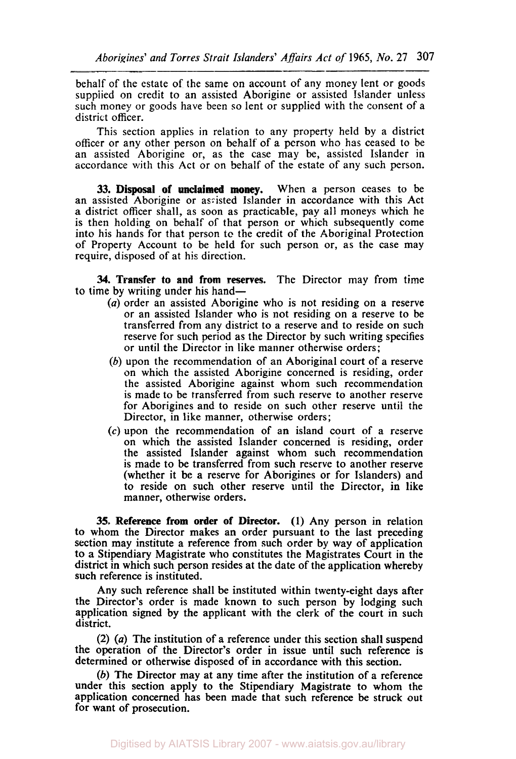behalf of the estate of the same on account of any money lent or goods supplied on credit to an assisted Aborigine or assisted Islander unless such money or goods have been so lent or supplied with the consent of a district officer.

This section applies in relation to any property held by a district officer or any other person on behalf of a person who has ceased to be an assisted Aborigine or, as the case may be, assisted Islander in accordance with this Act or on behalf of the estate of any such person.

**33. Disposal of unclaimed money.** When a person ceases to be an assisted Aborigine or assisted Islander in accordance with this Act a district officer shall, as soon as practicable, pay all moneys which he is then holding on behalf of that person or which subsequently come into his hands for that person to the credit of the Aboriginal Protection of Property Account to be held for such person or, as the case may require, disposed of at his direction.

**34. Transfer to and from reserves.** The Director may from time to time by writing under his hand—

(*a*) order an assisted Aborigine who is not residing on a reserve or an assisted Islander who is not residing on a reserve to be transferred from any district to a reserve and to reside on such reserve for such period as the Director by such writing specifies or until the Director in like manner otherwise orders;

(*b*) upon the recommendation of an Aboriginal court of a reserve on which the assisted Aborigine concerned is residing, order the assisted Aborigine against whom such recommendation is made to be transferred from such reserve to another reserve for Aborigines and to reside on such other reserve until the Director, in like manner, otherwise orders;

(*c*) upon the recommendation of an island court of a reserve on which the assisted Islander concerned is residing, order the assisted Islander against whom such recommendation is made to be transferred from such reserve to another reserve (whether it be a reserve for Aborigines or for Islanders) and to reside on such other reserve until the Director, in like manner, otherwise orders.

**35. Reference from order of Director.** (1) Any person in relation to whom the Director makes an order pursuant to the last preceding section may institute a reference from such order by way of application to a Stipendiary Magistrate who constitutes the Magistrates Court in the district in which such person resides at the date of the application whereby such reference is instituted.

Any such reference shall be instituted within twenty-eight days after the Director's order is made known to such person by lodging such application signed by the applicant with the clerk of the court in such district.

(2) (*a*) The institution of a reference under this section shall suspend the operation of the Director's order in issue until such reference is determined or otherwise disposed of in accordance with this section.

(*b*) The Director may at any time after the institution of a reference under this section apply to the Stipendiary Magistrate to whom the application concerned has been made that such reference be struck out for want of prosecution.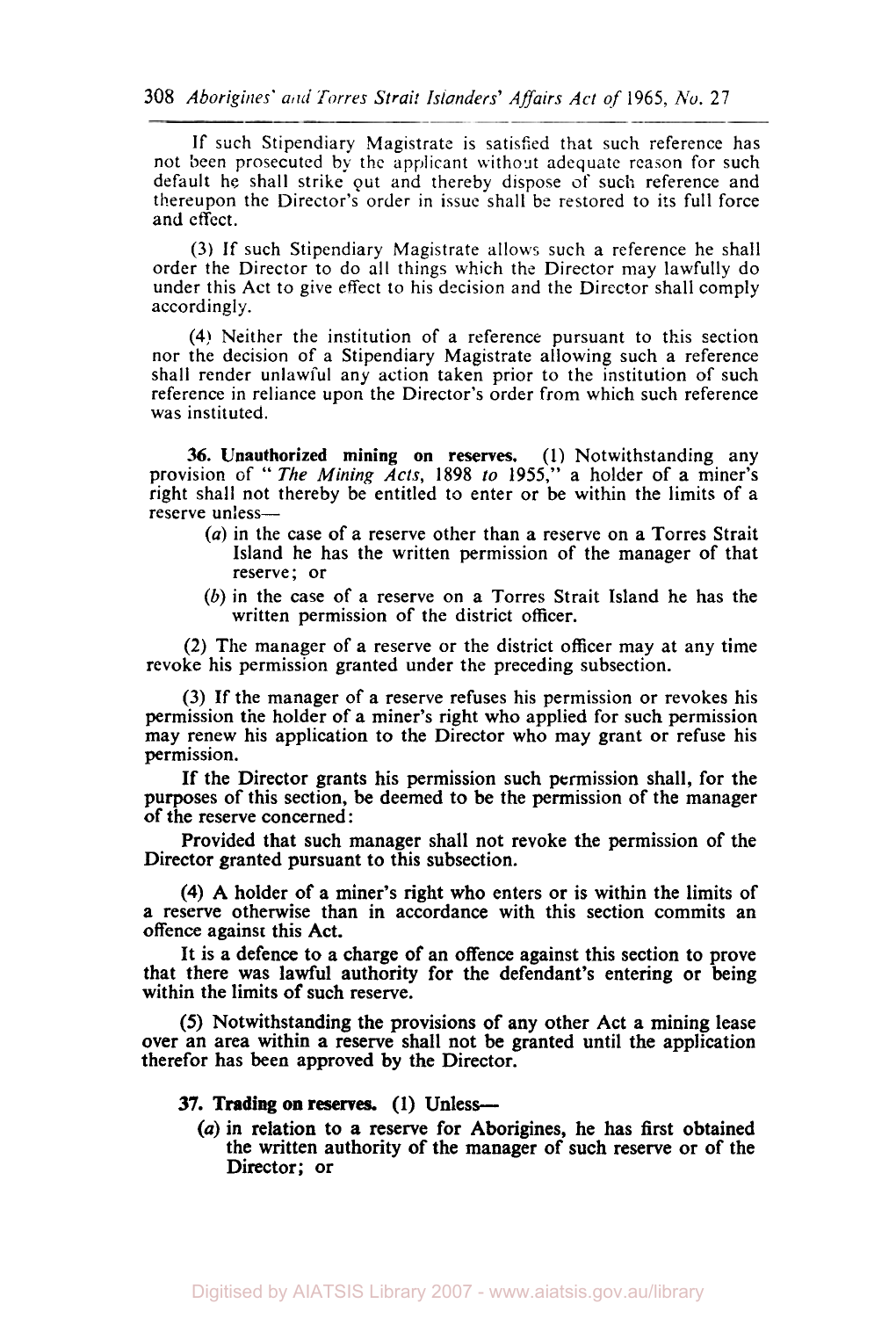If such Stipendiary Magistrate is satisfied that such reference has not been prosecuted by the applicant without adequate reason for such default he shall strike out and thereby dispose of such reference and thereupon the Director's order in issue shall be restored to its full force and effect.

(3) If such Stipendiary Magistrate allows such a reference he shall order the Director to do all things which the Director may lawfully do under this Act to give effect to his decision and the Director shall comply accordingly.

(4) Neither the institution of a reference pursuant to this section nor the decision of a Stipendiary Magistrate allowing such a reference shall render unlawful any action taken prior to the institution of such reference in reliance upon the Director's order from which such reference was instituted.

**36. Unauthorized mining on reserves.** (1) Notwithstanding any provision of "*The Mining Acts*, 1898 *to* 1955," a holder of a miner's right shall not thereby be entitled to enter or be within the limits of a reserve unless—

- (*a*) in the case of a reserve other than a reserve on a Torres Strait Island he has the written permission of the manager of that reserve; or
- (*b*) in the case of a reserve on a Torres Strait Island he has the written permission of the district officer.

(2) The manager of a reserve or the district officer may at any time revoke his permission granted under the preceding subsection.

(3) If the manager of a reserve refuses his permission or revokes his permission the holder of a miner's right who applied for such permission may renew his application to the Director who may grant or refuse his permission.

If the Director grants his permission such permission shall, for the purposes of this section, be deemed to be the permission of the manager of the reserve concerned:

Provided that such manager shall not revoke the permission of the Director granted pursuant to this subsection.

(4) A holder of a miner's right who enters or is within the limits of a reserve otherwise than in accordance with this section commits an offence against this Act.

It is a defence to a charge of an offence against this section to prove that there was lawful authority for the defendant's entering or being within the limits of such reserve.

(5) Notwithstanding the provisions of any other Act a mining lease over an area within a reserve shall not be granted until the application therefor has been approved by the Director.

**37. Trading on reserves.** (1) Unless—

- (*a*) in relation to a reserve for Aborigines, he has first obtained the written authority of the manager of such reserve or of the Director; or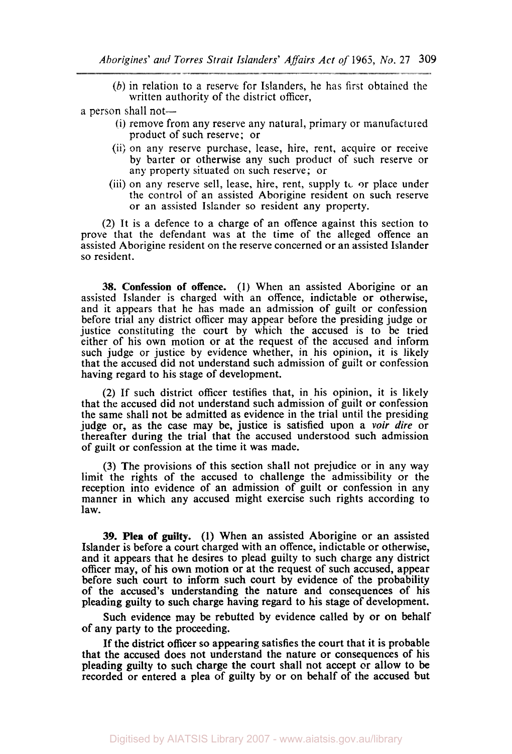(*b*) in relation to a reserve for Islanders, he has first obtained the written authority of the district officer,

a person shall not—

(i) remove from any reserve any natural, primary or manufactured product of such reserve; or

(ii) on any reserve purchase, lease, hire, rent, acquire or receive by barter or otherwise any such product of such reserve or any property situated on such reserve; or

(iii) on any reserve sell, lease, hire, rent, supply to or place under the control of an assisted Aborigine resident on such reserve or an assisted Islander so resident any property.

(2) It is a defence to a charge of an offence against this section to prove that the defendant was at the time of the alleged offence an assisted Aborigine resident on the reserve concerned or an assisted Islander so resident.

**38. Confession of offence.** (1) When an assisted Aborigine or an assisted Islander is charged with an offence, indictable or otherwise, and it appears that he has made an admission of guilt or confession before trial any district officer may appear before the presiding judge or justice constituting the court by which the accused is to be tried either of his own motion or at the request of the accused and inform such judge or justice by evidence whether, in his opinion, it is likely that the accused did not understand such admission of guilt or confession having regard to his stage of development.

(2) If such district officer testifies that, in his opinion, it is likely that the accused did not understand such admission of guilt or confession the same shall not be admitted as evidence in the trial until the presiding judge or, as the case may be, justice is satisfied upon a *voir dire* or thereafter during the trial that the accused understood such admission of guilt or confession at the time it was made.

(3) The provisions of this section shall not prejudice or in any way limit the rights of the accused to challenge the admissibility or the reception into evidence of an admission of guilt or confession in any manner in which any accused might exercise such rights according to law.

**39. Plea of guilty.** (1) When an assisted Aborigine or an assisted Islander is before a court charged with an offence, indictable or otherwise, and it appears that he desires to plead guilty to such charge any district officer may, of his own motion or at the request of such accused, appear before such court to inform such court by evidence of the probability of the accused's understanding the nature and consequences of his pleading guilty to such charge having regard to his stage of development.

Such evidence may be rebutted by evidence called by or on behalf of any party to the proceeding.

If the district officer so appearing satisfies the court that it is probable that the accused does not understand the nature or consequences of his pleading guilty to such charge the court shall not accept or allow to be recorded or entered a plea of guilty by or on behalf of the accused but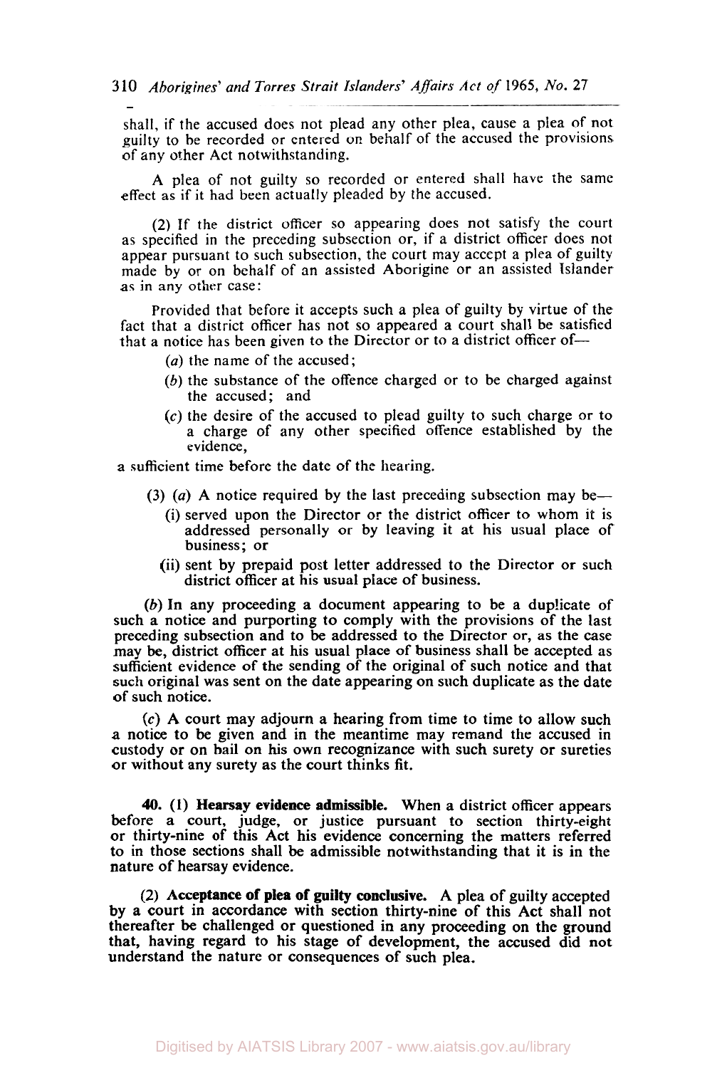shall, if the accused does not plead any other plea, cause a plea of not guilty to be recorded or entered on behalf of the accused the provisions of any other Act notwithstanding.

A plea of not guilty so recorded or entered shall have the same effect as if it had been actually pleaded by the accused.

(2) If the district officer so appearing does not satisfy the court as specified in the preceding subsection or, if a district officer does not appear pursuant to such subsection, the court may accept a plea of guilty made by or on behalf of an assisted Aborigine or an assisted Islander as in any other case:

Provided that before it accepts such a plea of guilty by virtue of the fact that a district officer has not so appeared a court shall be satisfied that a notice has been given to the Director or to a district officer of—

- (*a*) the name of the accused;
- (*b*) the substance of the offence charged or to be charged against the accused; and
- (*c*) the desire of the accused to plead guilty to such charge or to a charge of any other specified offence established by the evidence,

a sufficient time before the date of the hearing.

(3) (*a*) A notice required by the last preceding subsection may be—

- (i) served upon the Director or the district officer to whom it is addressed personally or by leaving it at his usual place of business; or
- (ii) sent by prepaid post letter addressed to the Director or such district officer at his usual place of business.

(*b*) In any proceeding a document appearing to be a duplicate of such a notice and purporting to comply with the provisions of the last preceding subsection and to be addressed to the Director or, as the case may be, district officer at his usual place of business shall be accepted as sufficient evidence of the sending of the original of such notice and that such original was sent on the date appearing on such duplicate as the date of such notice.

(*c*) A court may adjourn a hearing from time to time to allow such a notice to be given and in the meantime may remand the accused in custody or on bail on his own recognizance with such surety or sureties or without any surety as the court thinks fit.

**40. (1) Hearsay evidence admissible.** When a district officer appears before a court, judge, or justice pursuant to section thirty-eight or thirty-nine of this Act his evidence concerning the matters referred to in those sections shall be admissible notwithstanding that it is in the nature of hearsay evidence.

(2) **Acceptance of plea of guilty conclusive.** A plea of guilty accepted by a court in accordance with section thirty-nine of this Act shall not thereafter be challenged or questioned in any proceeding on the ground that, having regard to his stage of development, the accused did not understand the nature or consequences of such plea.